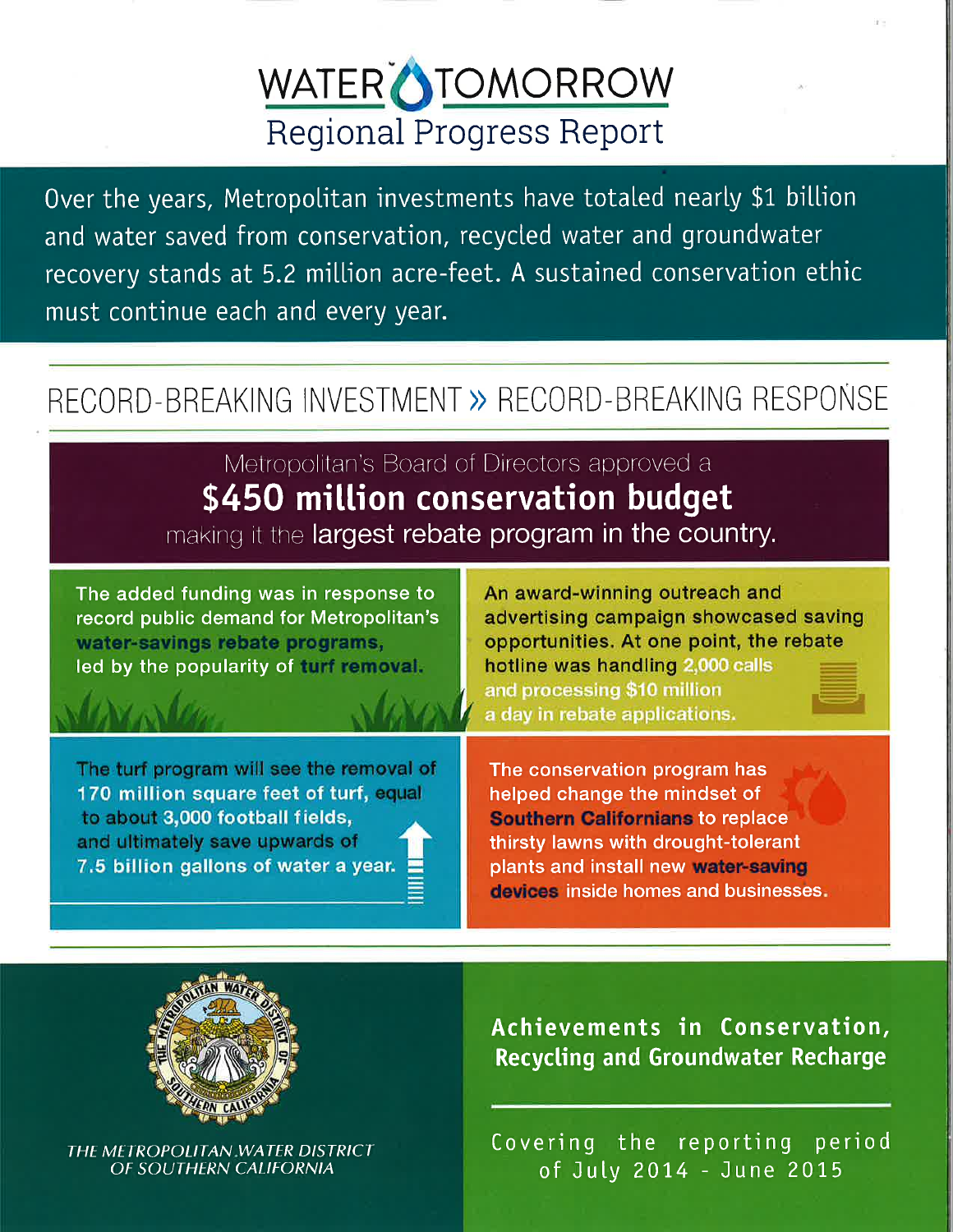# WATER TOMORROW

## Regional Progress Report

Over the years, Metropolitan investments have totaled nearly $1 billion and water saved from conservation, recycled water and groundwater recovery stands at 5.2 million acre-feet. A sustained conservation ethic must continue each and every year.

## RECORD-BREAKING INVESTMENT » RECORD-BREAKING RESPONSE

Metropolitan's Board of Directors approved a **$450 million conservation budget** making it the largest rebate program in the country.

The added funding was in response to record public demand for Metropolitan's **water-savings rebate programs,** led by the popularity of **turf removal.**

An award-winning outreach and advertising campaign showcased saving opportunities. At one point, the rebate hotline was handling **2,000 calls** and processing **$10 million** a day in rebate applications.

The turf program will see the removal of **170 million square feet of turf,** equal to about **3,000 football fields,** and ultimately save upwards of **7.5 billion gallons of water a year.**

The conservation program has helped change the mindset of **Southern Californians** to replace thirsty lawns with drought-tolerant plants and install new **water-saving devices** inside homes and businesses.

*THE METROPOLITAN WATER DISTRICT OF SOUTHERN CALIFORNIA*

**Achievements in Conservation, Recycling and Groundwater Recharge**

Covering the reporting period of July 2014 - June 2015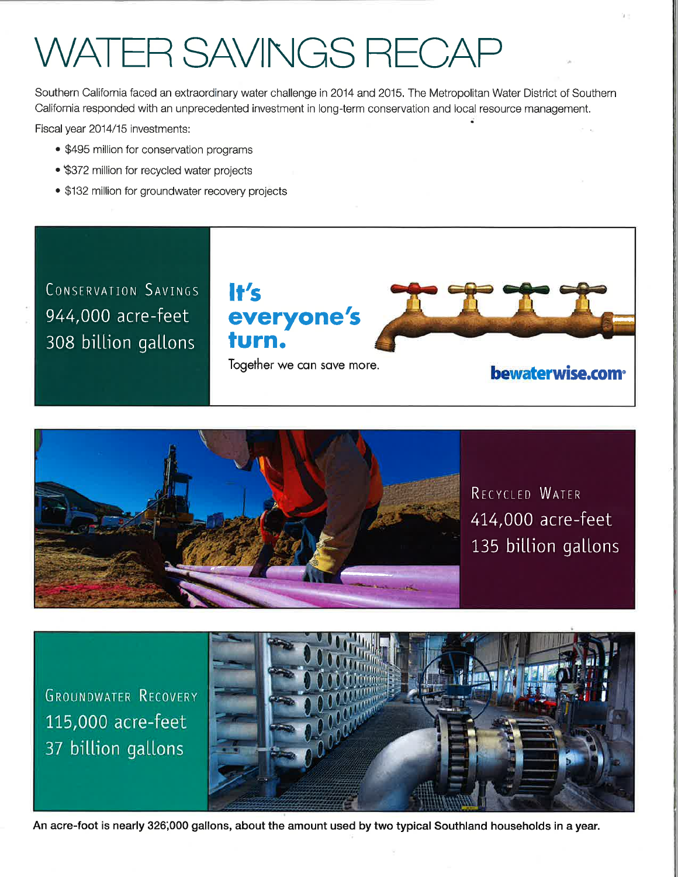# WATER SAVINGS RECAP

Southern California faced an extraordinary water challenge in 2014 and 2015. The Metropolitan Water District of Southern California responded with an unprecedented investment in long-term conservation and local resource management.

Fiscal year 2014/15 investments:

- $495 million for conservation programs
- $372 million for recycled water projects
- $132 million for groundwater recovery projects

**Conservation Savings**
944,000 acre-feet
308 billion gallons

**It's everyone's turn.**
Together we can save more.
bewaterwise.com®

**Recycled Water**
414,000 acre-feet
135 billion gallons

**Groundwater Recovery**
115,000 acre-feet
37 billion gallons

**An acre-foot is nearly 326,000 gallons, about the amount used by two typical Southland households in a year.**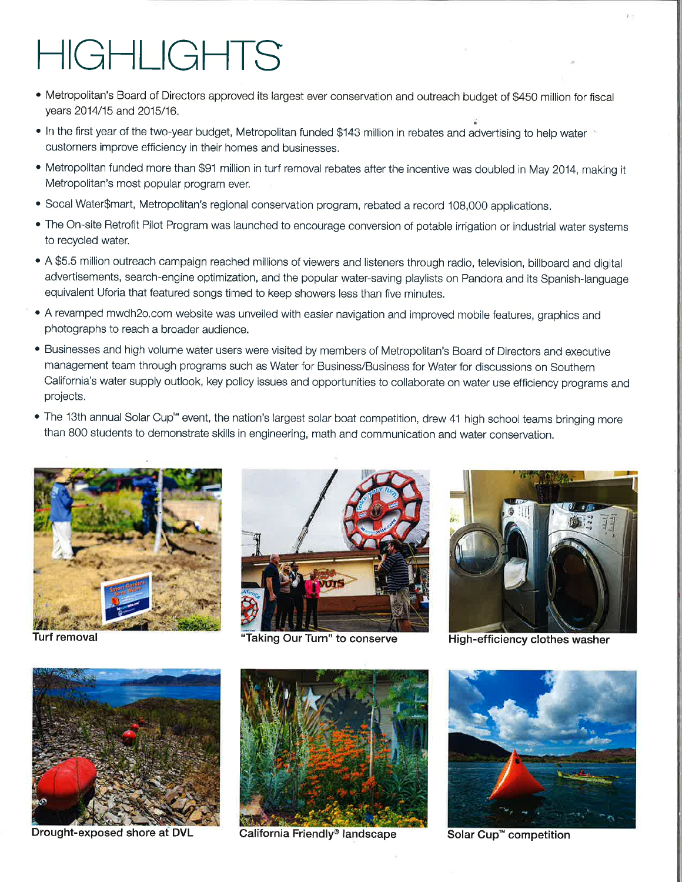# HIGHLIGHTS

- Metropolitan's Board of Directors approved its largest ever conservation and outreach budget of $450 million for fiscal years 2014/15 and 2015/16.
- In the first year of the two-year budget, Metropolitan funded $143 million in rebates and advertising to help water customers improve efficiency in their homes and businesses.
- Metropolitan funded more than $91 million in turf removal rebates after the incentive was doubled in May 2014, making it Metropolitan's most popular program ever.
- Socal Water$mart, Metropolitan's regional conservation program, rebated a record 108,000 applications.
- The On-site Retrofit Pilot Program was launched to encourage conversion of potable irrigation or industrial water systems to recycled water.
- A $5.5 million outreach campaign reached millions of viewers and listeners through radio, television, billboard and digital advertisements, search-engine optimization, and the popular water-saving playlists on Pandora and its Spanish-language equivalent Uforia that featured songs timed to keep showers less than five minutes.
- A revamped mwdh2o.com website was unveiled with easier navigation and improved mobile features, graphics and photographs to reach a broader audience.
- Businesses and high volume water users were visited by members of Metropolitan's Board of Directors and executive management team through programs such as Water for Business/Business for Water for discussions on Southern California's water supply outlook, key policy issues and opportunities to collaborate on water use efficiency programs and projects.
- The 13th annual Solar Cup™ event, the nation's largest solar boat competition, drew 41 high school teams bringing more than 800 students to demonstrate skills in engineering, math and communication and water conservation.

Turf removal

"Taking Our Turn" to conserve

High-efficiency clothes washer

Drought-exposed shore at DVL

California Friendly® landscape

Solar Cup™ competition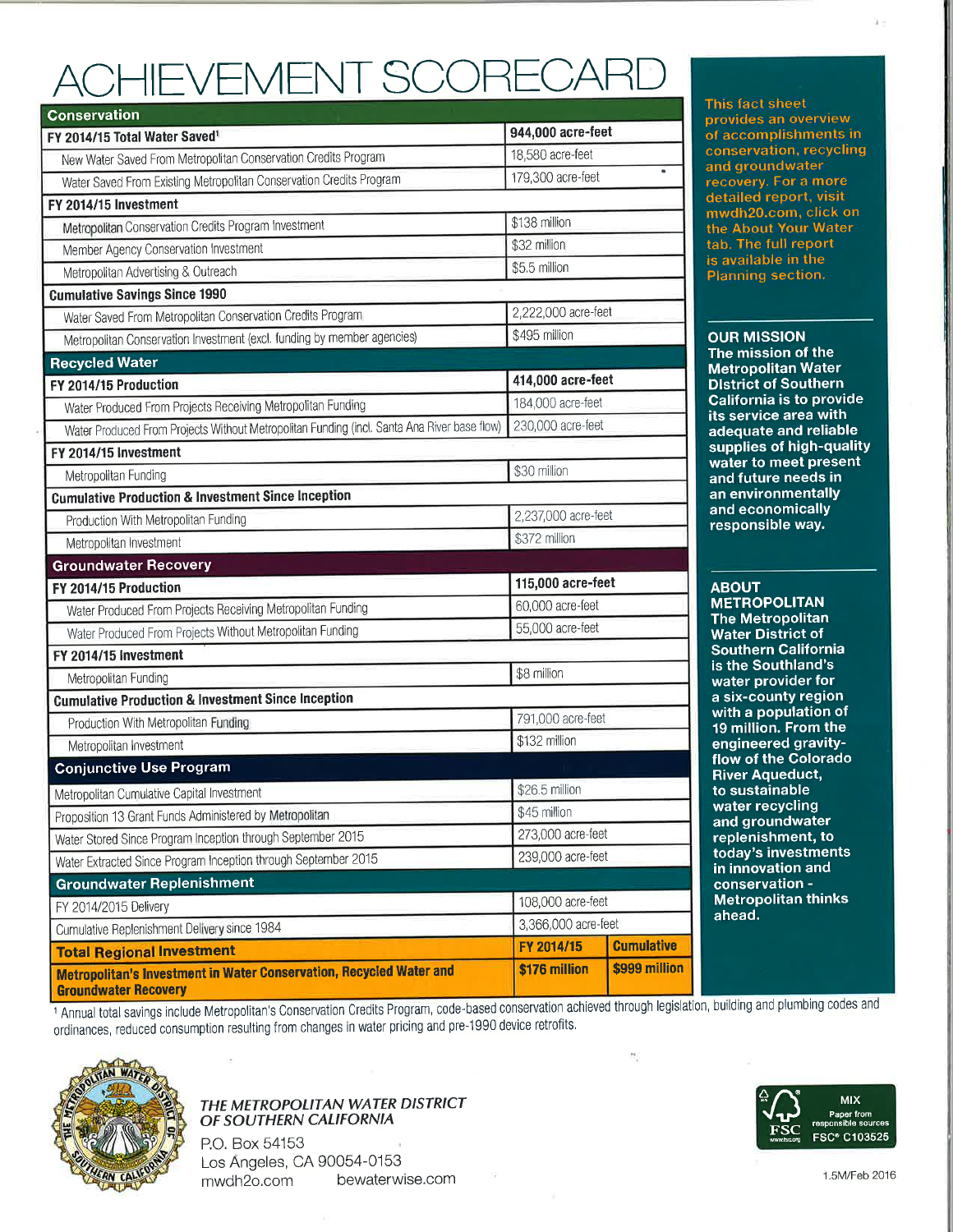# ACHIEVEMENT SCORECARD

| | | |
|---|---|---|
| **Conservation** | | |
| **FY 2014/15 Total Water Saved**[1] | **944,000 acre-feet** | |
| New Water Saved From Metropolitan Conservation Credits Program | 18,580 acre-feet | |
| Water Saved From Existing Metropolitan Conservation Credits Program | 179,300 acre-feet | |
| **FY 2014/15 Investment** | | |
| Metropolitan Conservation Credits Program Investment | $138 million | |
| Member Agency Conservation Investment | $32 million | |
| Metropolitan Advertising & Outreach | $5.5 million | |
| **Cumulative Savings Since 1990** | | |
| Water Saved From Metropolitan Conservation Credits Program | 2,222,000 acre-feet | |
| Metropolitan Conservation Investment (excl. funding by member agencies) | $495 million | |
| **Recycled Water** | | |
| **FY 2014/15 Production** | **414,000 acre-feet** | |
| Water Produced From Projects Receiving Metropolitan Funding | 184,000 acre-feet | |
| Water Produced From Projects Without Metropolitan Funding (incl. Santa Ana River base flow) | 230,000 acre-feet | |
| **FY 2014/15 Investment** | | |
| Metropolitan Funding | $30 million | |
| **Cumulative Production & Investment Since Inception** | | |
| Production With Metropolitan Funding | 2,237,000 acre-feet | |
| Metropolitan Investment | $372 million | |
| **Groundwater Recovery** | | |
| **FY 2014/15 Production** | **115,000 acre-feet** | |
| Water Produced From Projects Receiving Metropolitan Funding | 60,000 acre-feet | |
| Water Produced From Projects Without Metropolitan Funding | 55,000 acre-feet | |
| **FY 2014/15 Investment** | | |
| Metropolitan Funding | $8 million | |
| **Cumulative Production & Investment Since Inception** | | |
| Production With Metropolitan Funding | 791,000 acre-feet | |
| Metropolitan Investment | $132 million | |
| **Conjunctive Use Program** | | |
| Metropolitan Cumulative Capital Investment | $26.5 million | |
| Proposition 13 Grant Funds Administered by Metropolitan | $45 million | |
| Water Stored Since Program Inception through September 2015 | 273,000 acre-feet | |
| Water Extracted Since Program Inception through September 2015 | 239,000 acre-feet | |
| **Groundwater Replenishment** | | |
| FY 2014/2015 Delivery | 108,000 acre-feet | |
| Cumulative Replenishment Delivery since 1984 | 3,366,000 acre-feet | |
| **Total Regional Investment** | **FY 2014/15** | **Cumulative** |
| **Metropolitan's Investment in Water Conservation, Recycled Water and Groundwater Recovery** | **$176 million** | **$999 million** |

[1] Annual total savings include Metropolitan's Conservation Credits Program, code-based conservation achieved through legislation, building and plumbing codes and ordinances, reduced consumption resulting from changes in water pricing and pre-1990 device retrofits.

This fact sheet provides an overview of accomplishments in conservation, recycling and groundwater recovery. For a more detailed report, visit mwdh20.com, click on the About Your Water tab. The full report is available in the Planning section.

**OUR MISSION**

**The mission of the Metropolitan Water District of Southern California is to provide its service area with adequate and reliable supplies of high-quality water to meet present and future needs in an environmentally and economically responsible way.**

**ABOUT METROPOLITAN**

**The Metropolitan Water District of Southern California is the Southland's water provider for a six-county region with a population of 19 million. From the engineered gravity-flow of the Colorado River Aqueduct, to sustainable water recycling and groundwater replenishment, to today's investments in innovation and conservation - Metropolitan thinks ahead.**

*THE METROPOLITAN WATER DISTRICT OF SOUTHERN CALIFORNIA*

P.O. Box 54153
Los Angeles, CA 90054-0153
mwdh2o.com bewaterwise.com

MIX
Paper from responsible sources
FSC® C103525

1.5M/Feb 2016